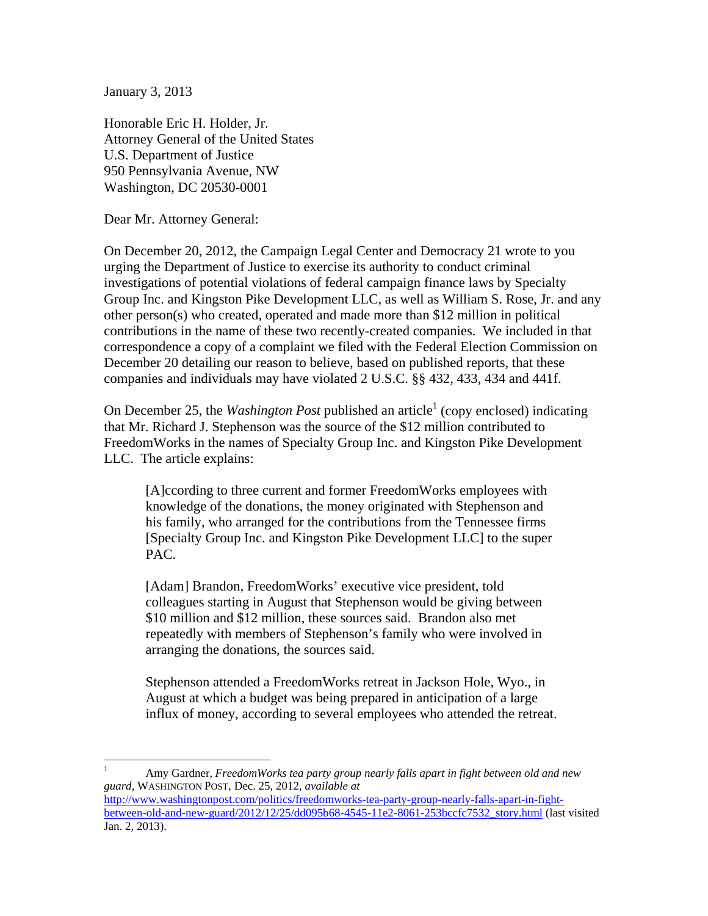January 3, 2013

Honorable Eric H. Holder, Jr.
Attorney General of the United States
U.S. Department of Justice
950 Pennsylvania Avenue, NW
Washington, DC 20530-0001

Dear Mr. Attorney General:

On December 20, 2012, the Campaign Legal Center and Democracy 21 wrote to you urging the Department of Justice to exercise its authority to conduct criminal investigations of potential violations of federal campaign finance laws by Specialty Group Inc. and Kingston Pike Development LLC, as well as William S. Rose, Jr. and any other person(s) who created, operated and made more than $12 million in political contributions in the name of these two recently-created companies. We included in that correspondence a copy of a complaint we filed with the Federal Election Commission on December 20 detailing our reason to believe, based on published reports, that these companies and individuals may have violated 2 U.S.C. §§ 432, 433, 434 and 441f.

On December 25, the *Washington Post* published an article[1] (copy enclosed) indicating that Mr. Richard J. Stephenson was the source of the $12 million contributed to FreedomWorks in the names of Specialty Group Inc. and Kingston Pike Development LLC. The article explains:

> [A]ccording to three current and former FreedomWorks employees with knowledge of the donations, the money originated with Stephenson and his family, who arranged for the contributions from the Tennessee firms [Specialty Group Inc. and Kingston Pike Development LLC] to the super PAC.
>
> [Adam] Brandon, FreedomWorks' executive vice president, told colleagues starting in August that Stephenson would be giving between $10 million and $12 million, these sources said. Brandon also met repeatedly with members of Stephenson's family who were involved in arranging the donations, the sources said.
>
> Stephenson attended a FreedomWorks retreat in Jackson Hole, Wyo., in August at which a budget was being prepared in anticipation of a large influx of money, according to several employees who attended the retreat.

---

[1] Amy Gardner, *FreedomWorks tea party group nearly falls apart in fight between old and new guard*, WASHINGTON POST, Dec. 25, 2012, *available at* http://www.washingtonpost.com/politics/freedomworks-tea-party-group-nearly-falls-apart-in-fight-between-old-and-new-guard/2012/12/25/dd095b68-4545-11e2-8061-253bccfc7532_story.html (last visited Jan. 2, 2013).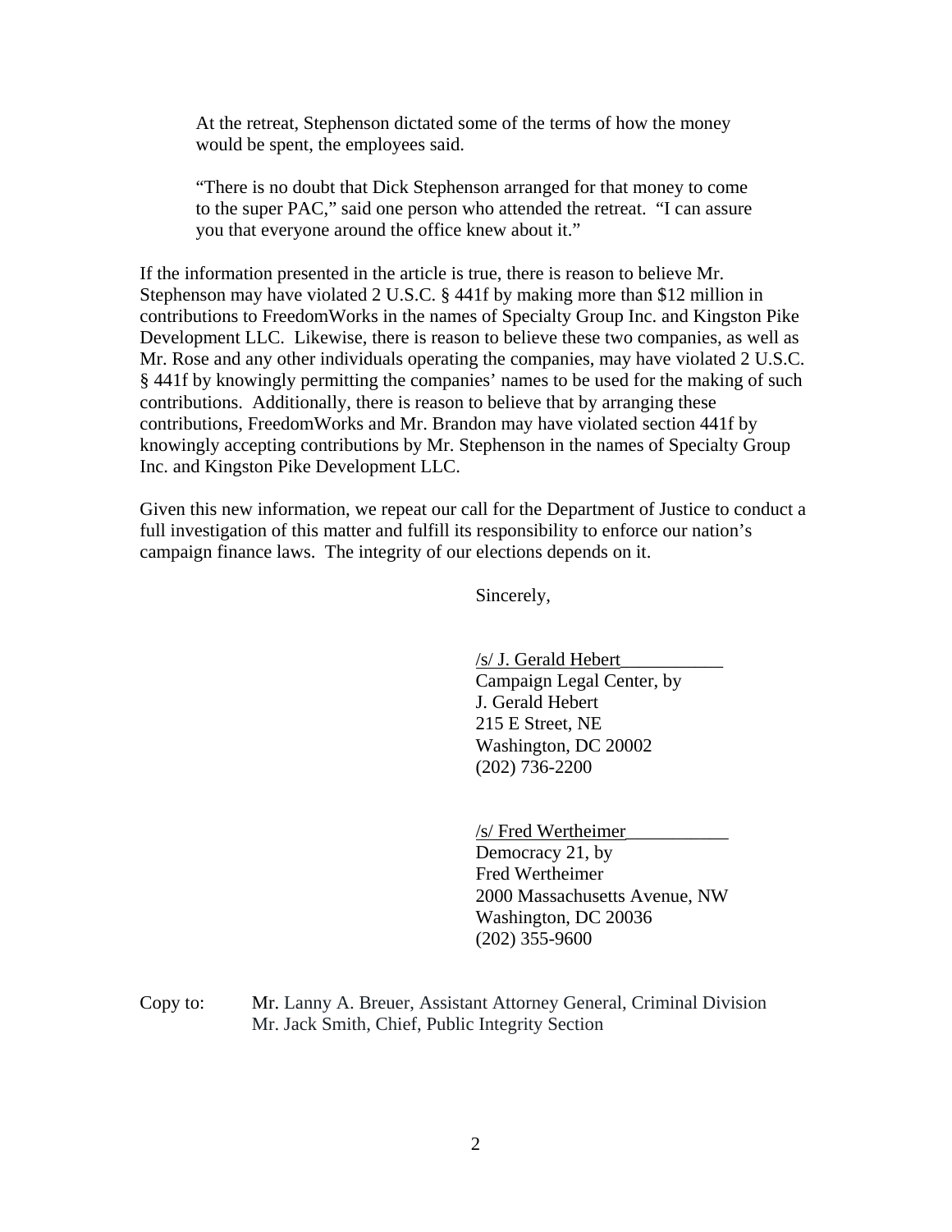> At the retreat, Stephenson dictated some of the terms of how the money would be spent, the employees said.
>
> "There is no doubt that Dick Stephenson arranged for that money to come to the super PAC," said one person who attended the retreat. "I can assure you that everyone around the office knew about it."

If the information presented in the article is true, there is reason to believe Mr. Stephenson may have violated 2 U.S.C. § 441f by making more than $12 million in contributions to FreedomWorks in the names of Specialty Group Inc. and Kingston Pike Development LLC. Likewise, there is reason to believe these two companies, as well as Mr. Rose and any other individuals operating the companies, may have violated 2 U.S.C. § 441f by knowingly permitting the companies' names to be used for the making of such contributions. Additionally, there is reason to believe that by arranging these contributions, FreedomWorks and Mr. Brandon may have violated section 441f by knowingly accepting contributions by Mr. Stephenson in the names of Specialty Group Inc. and Kingston Pike Development LLC.

Given this new information, we repeat our call for the Department of Justice to conduct a full investigation of this matter and fulfill its responsibility to enforce our nation's campaign finance laws. The integrity of our elections depends on it.

Sincerely,

/s/ J. Gerald Hebert___________
Campaign Legal Center, by
J. Gerald Hebert
215 E Street, NE
Washington, DC 20002
(202) 736-2200

/s/ Fred Wertheimer___________
Democracy 21, by
Fred Wertheimer
2000 Massachusetts Avenue, NW
Washington, DC 20036
(202) 355-9600

Copy to: Mr. Lanny A. Breuer, Assistant Attorney General, Criminal Division
Mr. Jack Smith, Chief, Public Integrity Section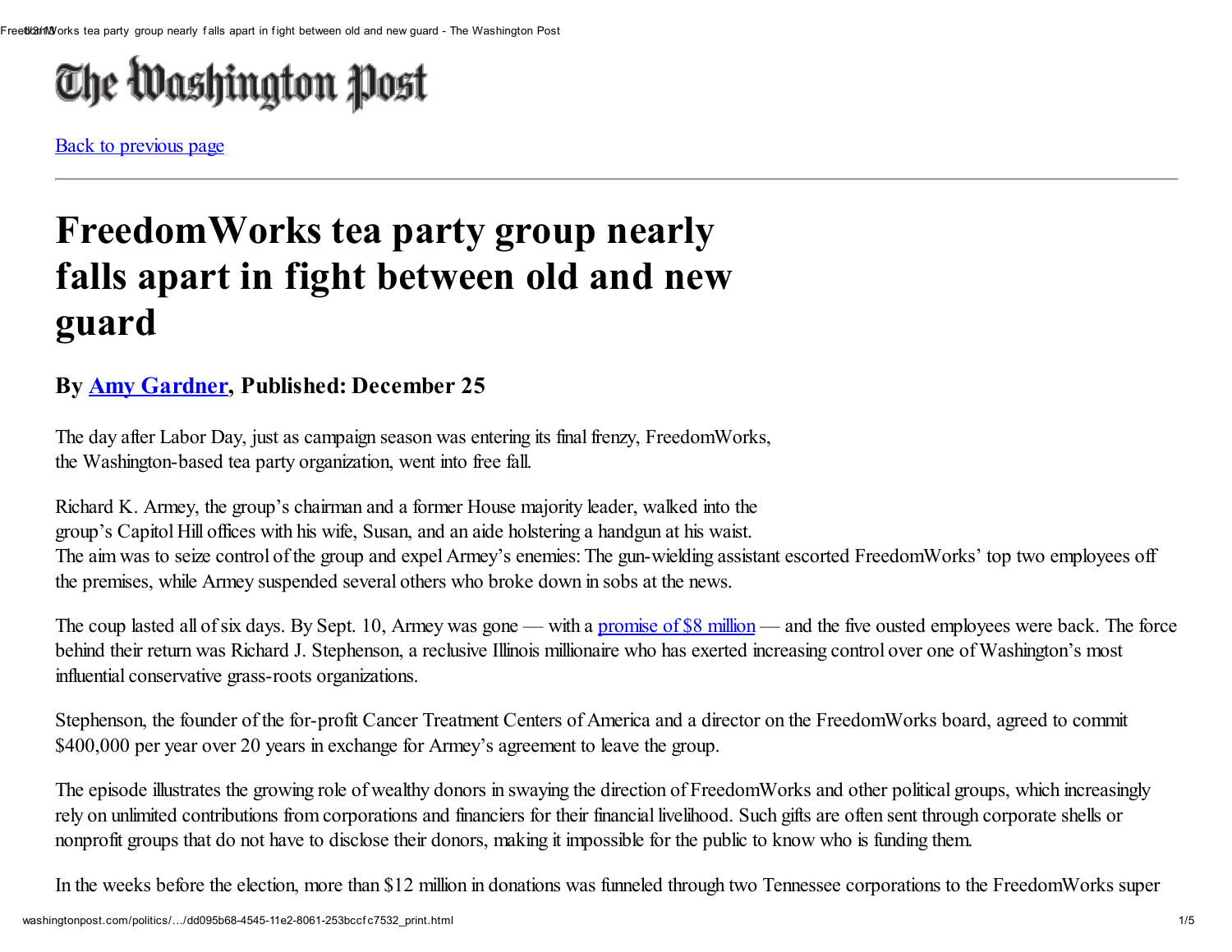# The Washington Post

Back to previous page

# FreedomWorks tea party group nearly falls apart in fight between old and new guard

### By Amy Gardner, Published: December 25

The day after Labor Day, just as campaign season was entering its final frenzy, FreedomWorks, the Washington-based tea party organization, went into free fall.

Richard K. Armey, the group's chairman and a former House majority leader, walked into the group's Capitol Hill offices with his wife, Susan, and an aide holstering a handgun at his waist. The aim was to seize control of the group and expel Armey's enemies: The gun-wielding assistant escorted FreedomWorks' top two employees off the premises, while Armey suspended several others who broke down in sobs at the news.

The coup lasted all of six days. By Sept. 10, Armey was gone — with a promise of $8 million — and the five ousted employees were back. The force behind their return was Richard J. Stephenson, a reclusive Illinois millionaire who has exerted increasing control over one of Washington's most influential conservative grass-roots organizations.

Stephenson, the founder of the for-profit Cancer Treatment Centers of America and a director on the FreedomWorks board, agreed to commit $400,000 per year over 20 years in exchange for Armey's agreement to leave the group.

The episode illustrates the growing role of wealthy donors in swaying the direction of FreedomWorks and other political groups, which increasingly rely on unlimited contributions from corporations and financiers for their financial livelihood. Such gifts are often sent through corporate shells or nonprofit groups that do not have to disclose their donors, making it impossible for the public to know who is funding them.

In the weeks before the election, more than $12 million in donations was funneled through two Tennessee corporations to the FreedomWorks super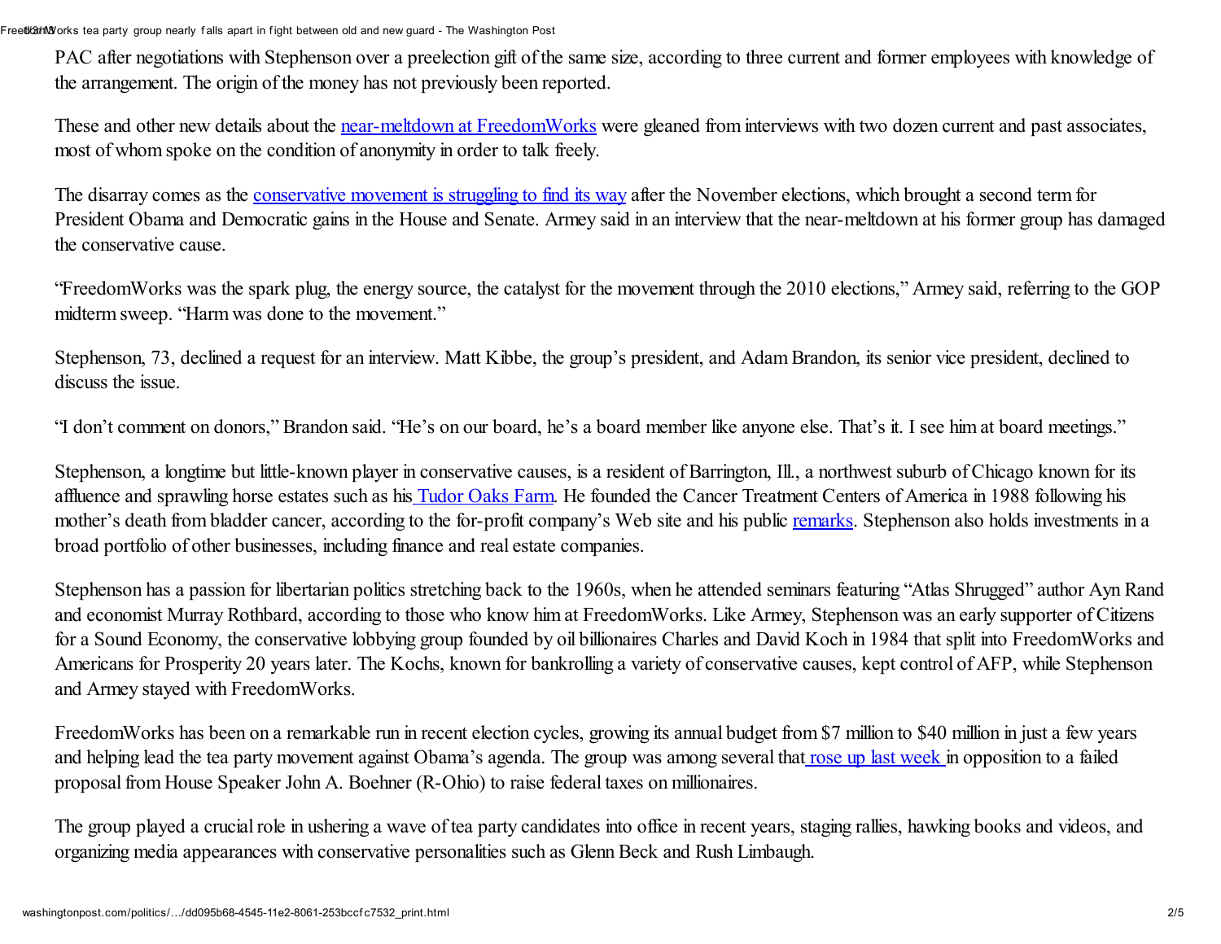PAC after negotiations with Stephenson over a preelection gift of the same size, according to three current and former employees with knowledge of the arrangement. The origin of the money has not previously been reported.

These and other new details about the near-meltdown at FreedomWorks were gleaned from interviews with two dozen current and past associates, most of whom spoke on the condition of anonymity in order to talk freely.

The disarray comes as the conservative movement is struggling to find its way after the November elections, which brought a second term for President Obama and Democratic gains in the House and Senate. Armey said in an interview that the near-meltdown at his former group has damaged the conservative cause.

"FreedomWorks was the spark plug, the energy source, the catalyst for the movement through the 2010 elections," Armey said, referring to the GOP midterm sweep. "Harm was done to the movement."

Stephenson, 73, declined a request for an interview. Matt Kibbe, the group's president, and Adam Brandon, its senior vice president, declined to discuss the issue.

"I don't comment on donors," Brandon said. "He's on our board, he's a board member like anyone else. That's it. I see him at board meetings."

Stephenson, a longtime but little-known player in conservative causes, is a resident of Barrington, Ill., a northwest suburb of Chicago known for its affluence and sprawling horse estates such as his Tudor Oaks Farm. He founded the Cancer Treatment Centers of America in 1988 following his mother's death from bladder cancer, according to the for-profit company's Web site and his public remarks. Stephenson also holds investments in a broad portfolio of other businesses, including finance and real estate companies.

Stephenson has a passion for libertarian politics stretching back to the 1960s, when he attended seminars featuring "Atlas Shrugged" author Ayn Rand and economist Murray Rothbard, according to those who know him at FreedomWorks. Like Armey, Stephenson was an early supporter of Citizens for a Sound Economy, the conservative lobbying group founded by oil billionaires Charles and David Koch in 1984 that split into FreedomWorks and Americans for Prosperity 20 years later. The Kochs, known for bankrolling a variety of conservative causes, kept control of AFP, while Stephenson and Armey stayed with FreedomWorks.

FreedomWorks has been on a remarkable run in recent election cycles, growing its annual budget from $7 million to $40 million in just a few years and helping lead the tea party movement against Obama's agenda. The group was among several that rose up last week in opposition to a failed proposal from House Speaker John A. Boehner (R-Ohio) to raise federal taxes on millionaires.

The group played a crucial role in ushering a wave of tea party candidates into office in recent years, staging rallies, hawking books and videos, and organizing media appearances with conservative personalities such as Glenn Beck and Rush Limbaugh.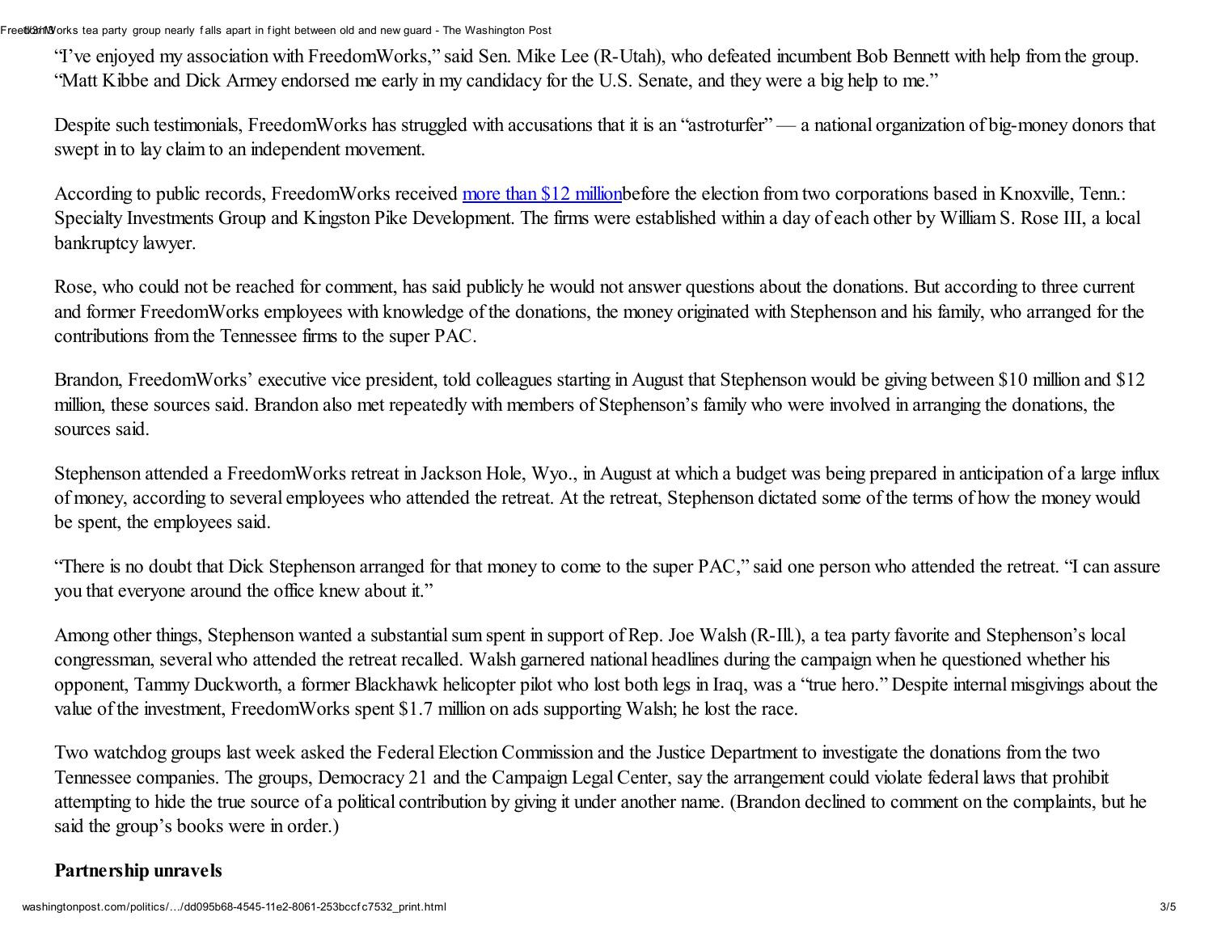"I've enjoyed my association with FreedomWorks," said Sen. Mike Lee (R-Utah), who defeated incumbent Bob Bennett with help from the group. "Matt Kibbe and Dick Armey endorsed me early in my candidacy for the U.S. Senate, and they were a big help to me."

Despite such testimonials, FreedomWorks has struggled with accusations that it is an "astroturfer" — a national organization of big-money donors that swept in to lay claim to an independent movement.

According to public records, FreedomWorks received [more than $12 million]before the election from two corporations based in Knoxville, Tenn.: Specialty Investments Group and Kingston Pike Development. The firms were established within a day of each other by William S. Rose III, a local bankruptcy lawyer.

Rose, who could not be reached for comment, has said publicly he would not answer questions about the donations. But according to three current and former FreedomWorks employees with knowledge of the donations, the money originated with Stephenson and his family, who arranged for the contributions from the Tennessee firms to the super PAC.

Brandon, FreedomWorks' executive vice president, told colleagues starting in August that Stephenson would be giving between $10 million and $12 million, these sources said. Brandon also met repeatedly with members of Stephenson's family who were involved in arranging the donations, the sources said.

Stephenson attended a FreedomWorks retreat in Jackson Hole, Wyo., in August at which a budget was being prepared in anticipation of a large influx of money, according to several employees who attended the retreat. At the retreat, Stephenson dictated some of the terms of how the money would be spent, the employees said.

"There is no doubt that Dick Stephenson arranged for that money to come to the super PAC," said one person who attended the retreat. "I can assure you that everyone around the office knew about it."

Among other things, Stephenson wanted a substantial sum spent in support of Rep. Joe Walsh (R-Ill.), a tea party favorite and Stephenson's local congressman, several who attended the retreat recalled. Walsh garnered national headlines during the campaign when he questioned whether his opponent, Tammy Duckworth, a former Blackhawk helicopter pilot who lost both legs in Iraq, was a "true hero." Despite internal misgivings about the value of the investment, FreedomWorks spent $1.7 million on ads supporting Walsh; he lost the race.

Two watchdog groups last week asked the Federal Election Commission and the Justice Department to investigate the donations from the two Tennessee companies. The groups, Democracy 21 and the Campaign Legal Center, say the arrangement could violate federal laws that prohibit attempting to hide the true source of a political contribution by giving it under another name. (Brandon declined to comment on the complaints, but he said the group's books were in order.)

**Partnership unravels**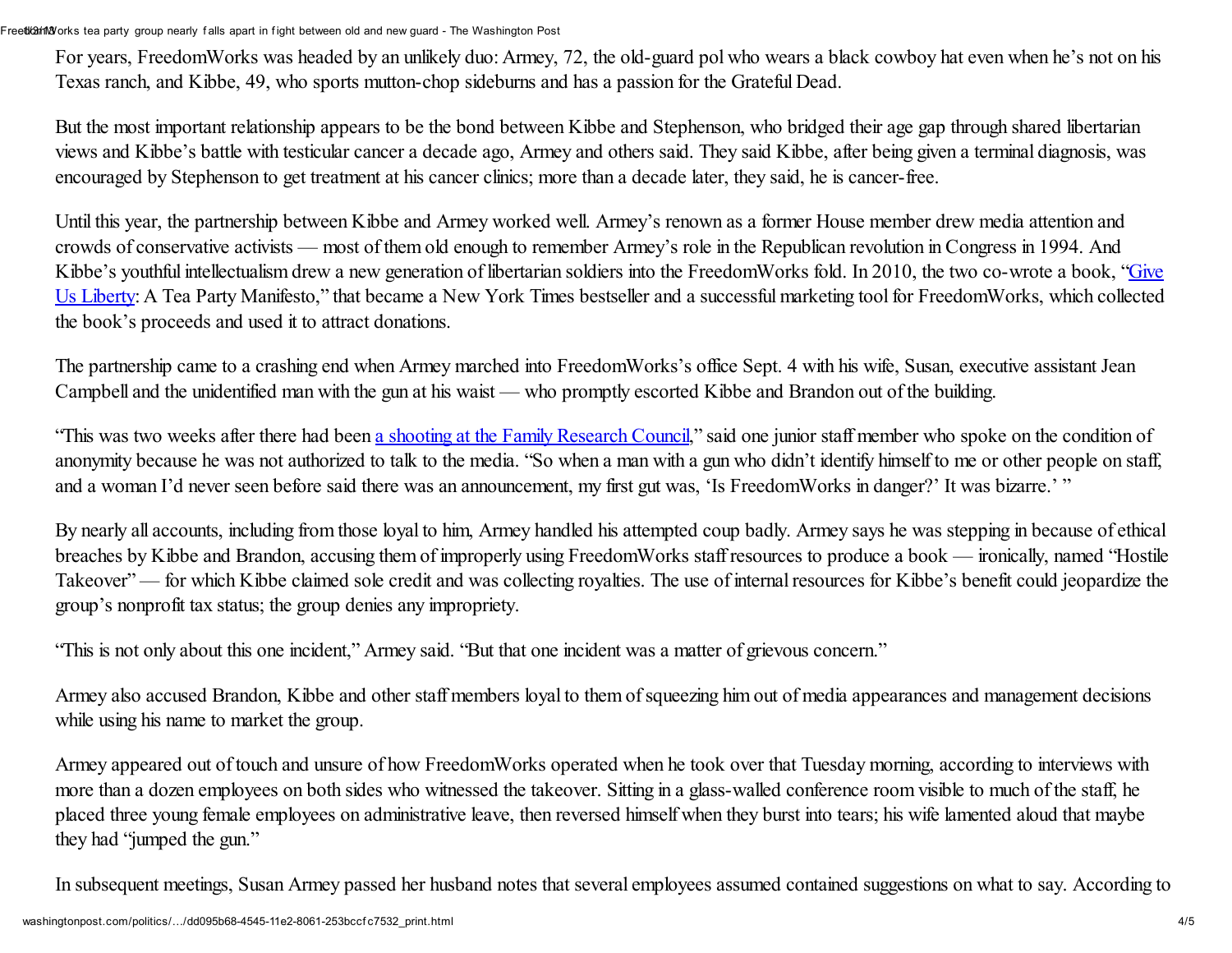For years, FreedomWorks was headed by an unlikely duo: Armey, 72, the old-guard pol who wears a black cowboy hat even when he's not on his Texas ranch, and Kibbe, 49, who sports mutton-chop sideburns and has a passion for the Grateful Dead.

But the most important relationship appears to be the bond between Kibbe and Stephenson, who bridged their age gap through shared libertarian views and Kibbe's battle with testicular cancer a decade ago, Armey and others said. They said Kibbe, after being given a terminal diagnosis, was encouraged by Stephenson to get treatment at his cancer clinics; more than a decade later, they said, he is cancer-free.

Until this year, the partnership between Kibbe and Armey worked well. Armey's renown as a former House member drew media attention and crowds of conservative activists — most of them old enough to remember Armey's role in the Republican revolution in Congress in 1994. And Kibbe's youthful intellectualism drew a new generation of libertarian soldiers into the FreedomWorks fold. In 2010, the two co-wrote a book, "Give Us Liberty: A Tea Party Manifesto," that became a New York Times bestseller and a successful marketing tool for FreedomWorks, which collected the book's proceeds and used it to attract donations.

The partnership came to a crashing end when Armey marched into FreedomWorks's office Sept. 4 with his wife, Susan, executive assistant Jean Campbell and the unidentified man with the gun at his waist — who promptly escorted Kibbe and Brandon out of the building.

"This was two weeks after there had been a shooting at the Family Research Council," said one junior staff member who spoke on the condition of anonymity because he was not authorized to talk to the media. "So when a man with a gun who didn't identify himself to me or other people on staff, and a woman I'd never seen before said there was an announcement, my first gut was, 'Is FreedomWorks in danger?' It was bizarre.' "

By nearly all accounts, including from those loyal to him, Armey handled his attempted coup badly. Armey says he was stepping in because of ethical breaches by Kibbe and Brandon, accusing them of improperly using FreedomWorks staff resources to produce a book — ironically, named "Hostile Takeover" — for which Kibbe claimed sole credit and was collecting royalties. The use of internal resources for Kibbe's benefit could jeopardize the group's nonprofit tax status; the group denies any impropriety.

"This is not only about this one incident," Armey said. "But that one incident was a matter of grievous concern."

Armey also accused Brandon, Kibbe and other staff members loyal to them of squeezing him out of media appearances and management decisions while using his name to market the group.

Armey appeared out of touch and unsure of how FreedomWorks operated when he took over that Tuesday morning, according to interviews with more than a dozen employees on both sides who witnessed the takeover. Sitting in a glass-walled conference room visible to much of the staff, he placed three young female employees on administrative leave, then reversed himself when they burst into tears; his wife lamented aloud that maybe they had "jumped the gun."

In subsequent meetings, Susan Armey passed her husband notes that several employees assumed contained suggestions on what to say. According to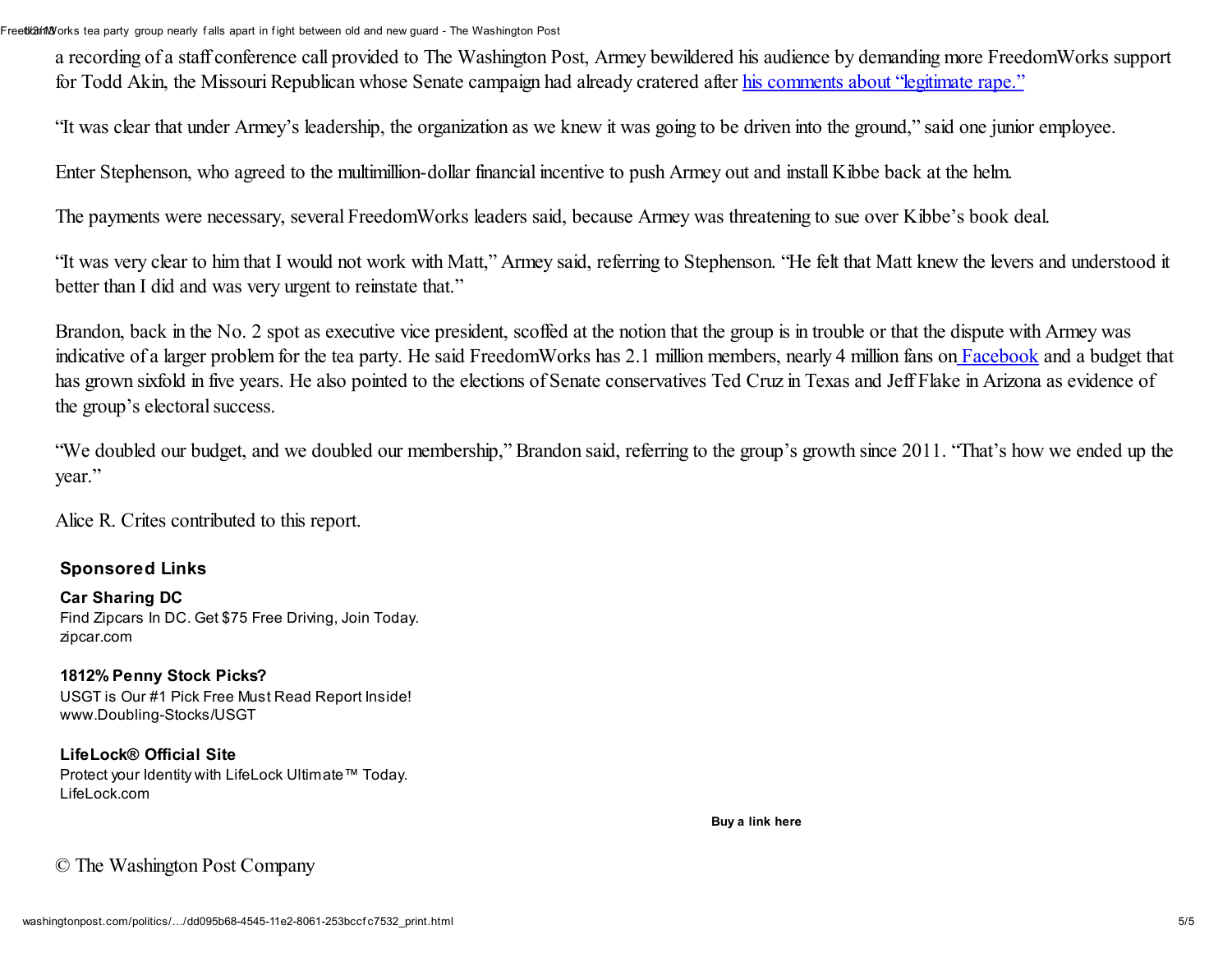a recording of a staff conference call provided to The Washington Post, Armey bewildered his audience by demanding more FreedomWorks support for Todd Akin, the Missouri Republican whose Senate campaign had already cratered after his comments about "legitimate rape."

"It was clear that under Armey's leadership, the organization as we knew it was going to be driven into the ground," said one junior employee.

Enter Stephenson, who agreed to the multimillion-dollar financial incentive to push Armey out and install Kibbe back at the helm.

The payments were necessary, several FreedomWorks leaders said, because Armey was threatening to sue over Kibbe's book deal.

"It was very clear to him that I would not work with Matt," Armey said, referring to Stephenson. "He felt that Matt knew the levers and understood it better than I did and was very urgent to reinstate that."

Brandon, back in the No. 2 spot as executive vice president, scoffed at the notion that the group is in trouble or that the dispute with Armey was indicative of a larger problem for the tea party. He said FreedomWorks has 2.1 million members, nearly 4 million fans on Facebook and a budget that has grown sixfold in five years. He also pointed to the elections of Senate conservatives Ted Cruz in Texas and Jeff Flake in Arizona as evidence of the group's electoral success.

"We doubled our budget, and we doubled our membership," Brandon said, referring to the group's growth since 2011. "That's how we ended up the year."

Alice R. Crites contributed to this report.

**Sponsored Links**

**Car Sharing DC**
Find Zipcars In DC. Get $75 Free Driving, Join Today.
zipcar.com

**1812% Penny Stock Picks?**
USGT is Our #1 Pick Free Must Read Report Inside!
www.Doubling-Stocks/USGT

**LifeLock® Official Site**
Protect your Identity with LifeLock Ultimate™ Today.
LifeLock.com

**Buy a link here**

© The Washington Post Company